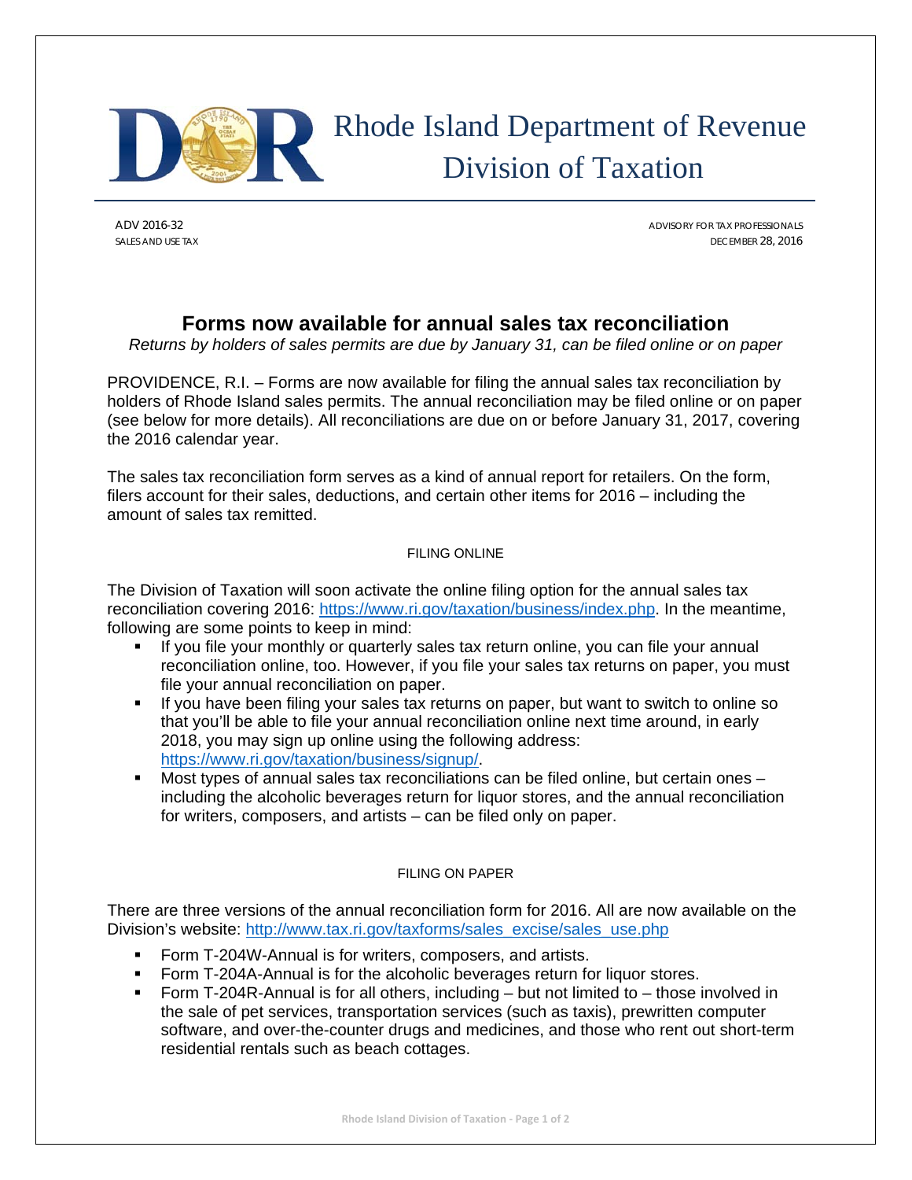Rhode Island Department of Revenue
Division of Taxation

ADV 2016-32
SALES AND USE TAX

ADVISORY FOR TAX PROFESSIONALS
DECEMBER 28, 2016

# Forms now available for annual sales tax reconciliation

*Returns by holders of sales permits are due by January 31, can be filed online or on paper*

PROVIDENCE, R.I. – Forms are now available for filing the annual sales tax reconciliation by holders of Rhode Island sales permits. The annual reconciliation may be filed online or on paper (see below for more details). All reconciliations are due on or before January 31, 2017, covering the 2016 calendar year.

The sales tax reconciliation form serves as a kind of annual report for retailers. On the form, filers account for their sales, deductions, and certain other items for 2016 – including the amount of sales tax remitted.

## FILING ONLINE

The Division of Taxation will soon activate the online filing option for the annual sales tax reconciliation covering 2016: https://www.ri.gov/taxation/business/index.php. In the meantime, following are some points to keep in mind:

- If you file your monthly or quarterly sales tax return online, you can file your annual reconciliation online, too. However, if you file your sales tax returns on paper, you must file your annual reconciliation on paper.
- If you have been filing your sales tax returns on paper, but want to switch to online so that you'll be able to file your annual reconciliation online next time around, in early 2018, you may sign up online using the following address: https://www.ri.gov/taxation/business/signup/.
- Most types of annual sales tax reconciliations can be filed online, but certain ones – including the alcoholic beverages return for liquor stores, and the annual reconciliation for writers, composers, and artists – can be filed only on paper.

## FILING ON PAPER

There are three versions of the annual reconciliation form for 2016. All are now available on the Division's website: http://www.tax.ri.gov/taxforms/sales_excise/sales_use.php

- Form T-204W-Annual is for writers, composers, and artists.
- Form T-204A-Annual is for the alcoholic beverages return for liquor stores.
- Form T-204R-Annual is for all others, including – but not limited to – those involved in the sale of pet services, transportation services (such as taxis), prewritten computer software, and over-the-counter drugs and medicines, and those who rent out short-term residential rentals such as beach cottages.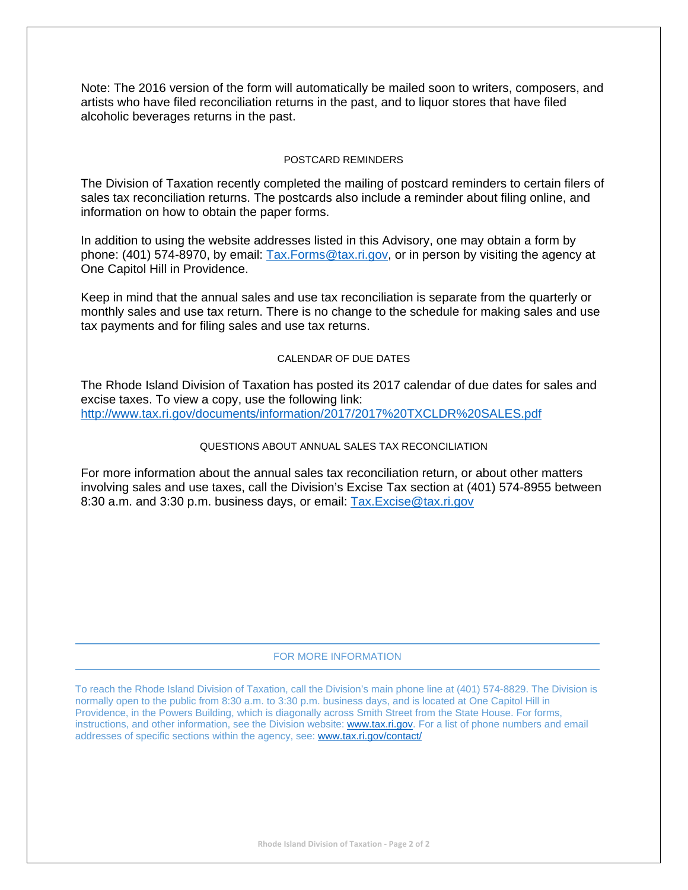Note: The 2016 version of the form will automatically be mailed soon to writers, composers, and artists who have filed reconciliation returns in the past, and to liquor stores that have filed alcoholic beverages returns in the past.

### POSTCARD REMINDERS

The Division of Taxation recently completed the mailing of postcard reminders to certain filers of sales tax reconciliation returns. The postcards also include a reminder about filing online, and information on how to obtain the paper forms.

In addition to using the website addresses listed in this Advisory, one may obtain a form by phone: (401) 574-8970, by email: [Tax.Forms@tax.ri.gov](mailto:Tax.Forms@tax.ri.gov), or in person by visiting the agency at One Capitol Hill in Providence.

Keep in mind that the annual sales and use tax reconciliation is separate from the quarterly or monthly sales and use tax return. There is no change to the schedule for making sales and use tax payments and for filing sales and use tax returns.

### CALENDAR OF DUE DATES

The Rhode Island Division of Taxation has posted its 2017 calendar of due dates for sales and excise taxes. To view a copy, use the following link: 
http://www.tax.ri.gov/documents/information/2017/2017%20TXCLDR%20SALES.pdf

### QUESTIONS ABOUT ANNUAL SALES TAX RECONCILIATION

For more information about the annual sales tax reconciliation return, or about other matters involving sales and use taxes, call the Division's Excise Tax section at (401) 574-8955 between 8:30 a.m. and 3:30 p.m. business days, or email: [Tax.Excise@tax.ri.gov](mailto:Tax.Excise@tax.ri.gov)

---

### FOR MORE INFORMATION

---

To reach the Rhode Island Division of Taxation, call the Division's main phone line at (401) 574-8829. The Division is normally open to the public from 8:30 a.m. to 3:30 p.m. business days, and is located at One Capitol Hill in Providence, in the Powers Building, which is diagonally across Smith Street from the State House. For forms, instructions, and other information, see the Division website: [www.tax.ri.gov](http://www.tax.ri.gov). For a list of phone numbers and email addresses of specific sections within the agency, see: [www.tax.ri.gov/contact/](http://www.tax.ri.gov/contact/)